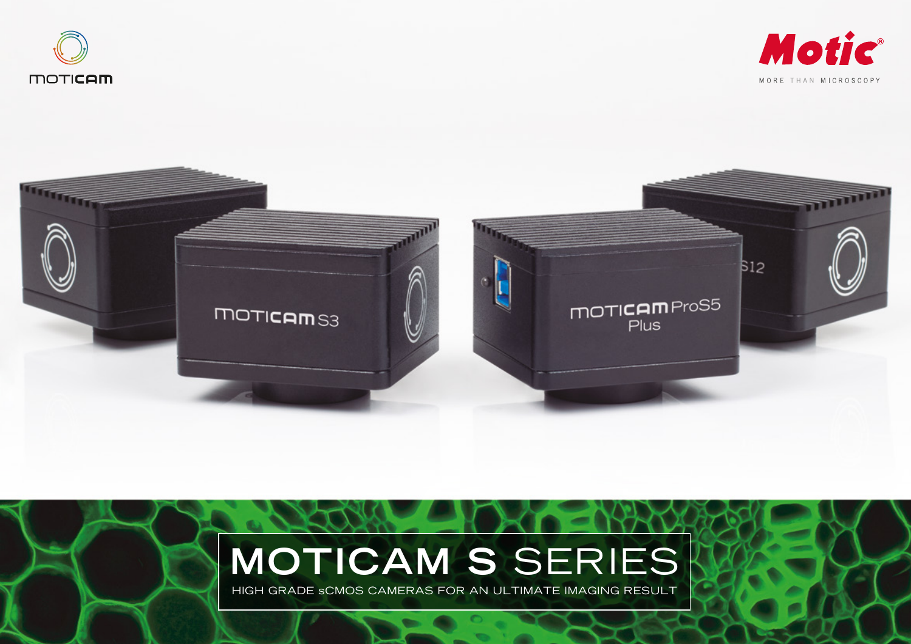moticam

Motic®

MORE THAN MICROSCOPY

# MOTICAM S SERIES

HIGH GRADE sCMOS CAMERAS FOR AN ULTIMATE IMAGING RESULT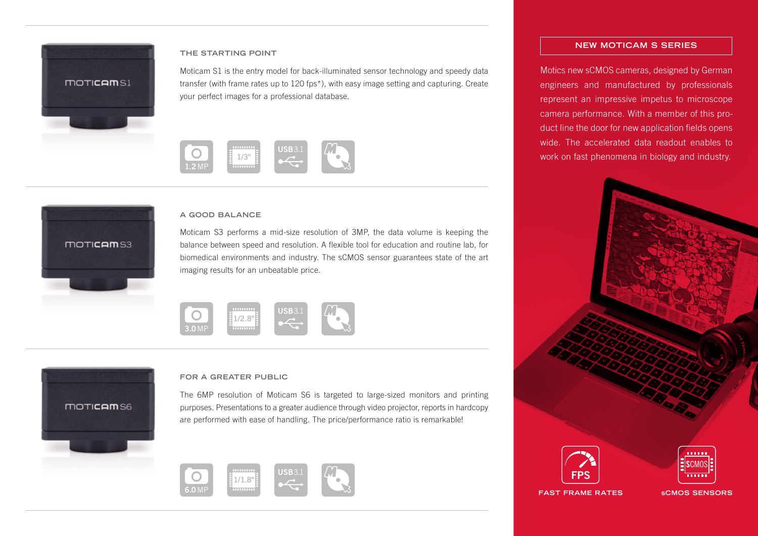## THE STARTING POINT

Moticam S1 is the entry model for back-illuminated sensor technology and speedy data transfer (with frame rates up to 120 fps*), with easy image setting and capturing. Create your perfect images for a professional database.

1.2 MP | 1/3" | USB3.1

## A GOOD BALANCE

Moticam S3 performs a mid-size resolution of 3MP, the data volume is keeping the balance between speed and resolution. A flexible tool for education and routine lab, for biomedical environments and industry. The sCMOS sensor guarantees state of the art imaging results for an unbeatable price.

3.0 MP | 1/2.8" | USB3.1

## FOR A GREATER PUBLIC

The 6MP resolution of Moticam S6 is targeted to large-sized monitors and printing purposes. Presentations to a greater audience through video projector, reports in hardcopy are performed with ease of handling. The price/performance ratio is remarkable!

6.0 MP | 1/1.8" | USB3.1

## NEW MOTICAM S SERIES

Motics new sCMOS cameras, designed by German engineers and manufactured by professionals represent an impressive impetus to microscope camera performance. With a member of this product line the door for new application fields opens wide. The accelerated data readout enables to work on fast phenomena in biology and industry.

FAST FRAME RATES

sCMOS SENSORS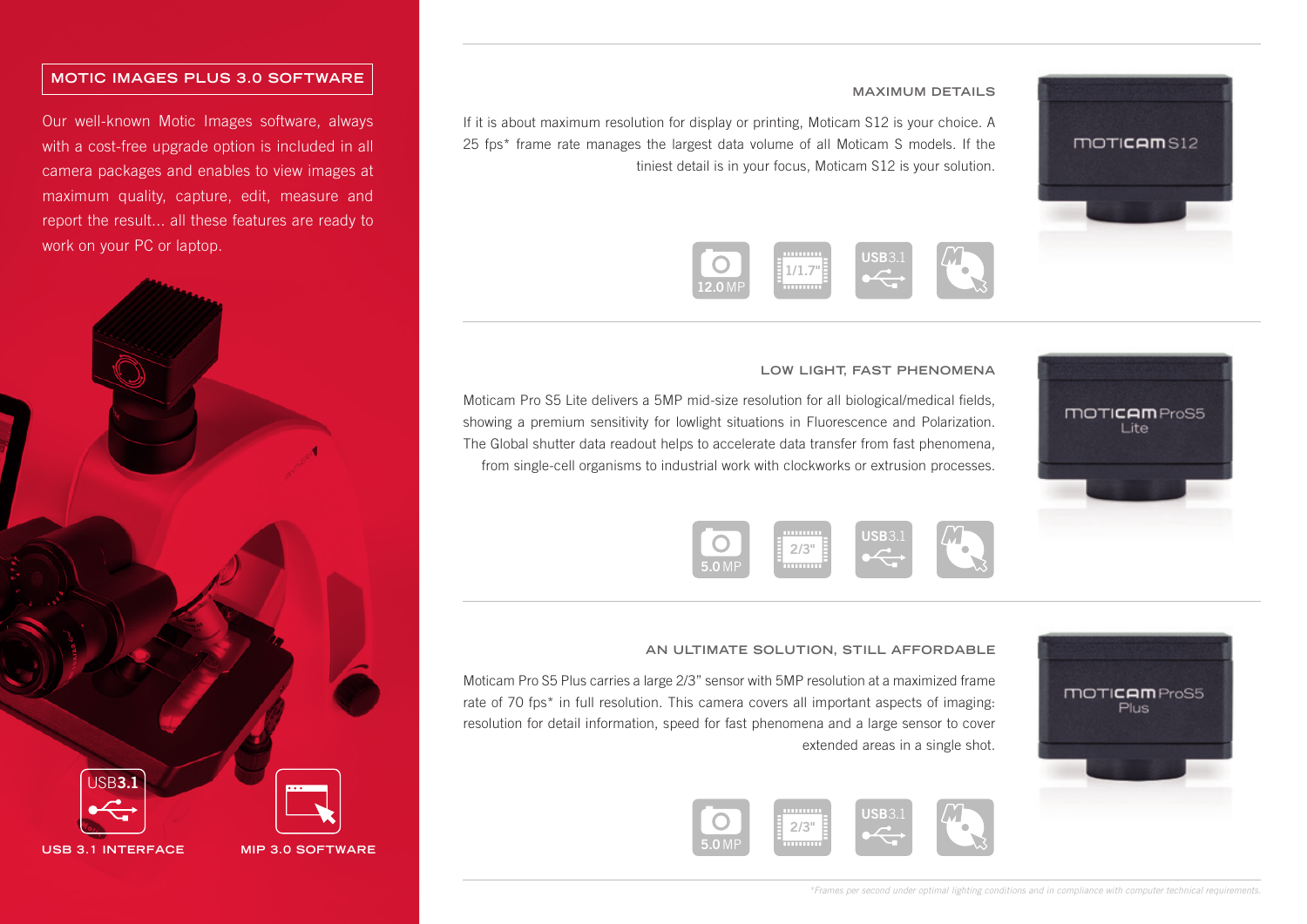## MOTIC IMAGES PLUS 3.0 SOFTWARE

Our well-known Motic Images software, always with a cost-free upgrade option is included in all camera packages and enables to view images at maximum quality, capture, edit, measure and report the result... all these features are ready to work on your PC or laptop.

USB 3.1 INTERFACE

MIP 3.0 SOFTWARE

### MAXIMUM DETAILS

If it is about maximum resolution for display or printing, Moticam S12 is your choice. A 25 fps* frame rate manages the largest data volume of all Moticam S models. If the tiniest detail is in your focus, Moticam S12 is your solution.

12.0 MP | 1/1.7" | USB3.1

### LOW LIGHT, FAST PHENOMENA

Moticam Pro S5 Lite delivers a 5MP mid-size resolution for all biological/medical fields, showing a premium sensitivity for lowlight situations in Fluorescence and Polarization. The Global shutter data readout helps to accelerate data transfer from fast phenomena, from single-cell organisms to industrial work with clockworks or extrusion processes.

5.0 MP | 2/3" | USB3.1

### AN ULTIMATE SOLUTION, STILL AFFORDABLE

Moticam Pro S5 Plus carries a large 2/3" sensor with 5MP resolution at a maximized frame rate of 70 fps* in full resolution. This camera covers all important aspects of imaging: resolution for detail information, speed for fast phenomena and a large sensor to cover extended areas in a single shot.

5.0 MP | 2/3" | USB3.1

*\*Frames per second under optimal lighting conditions and in compliance with computer technical requirements.*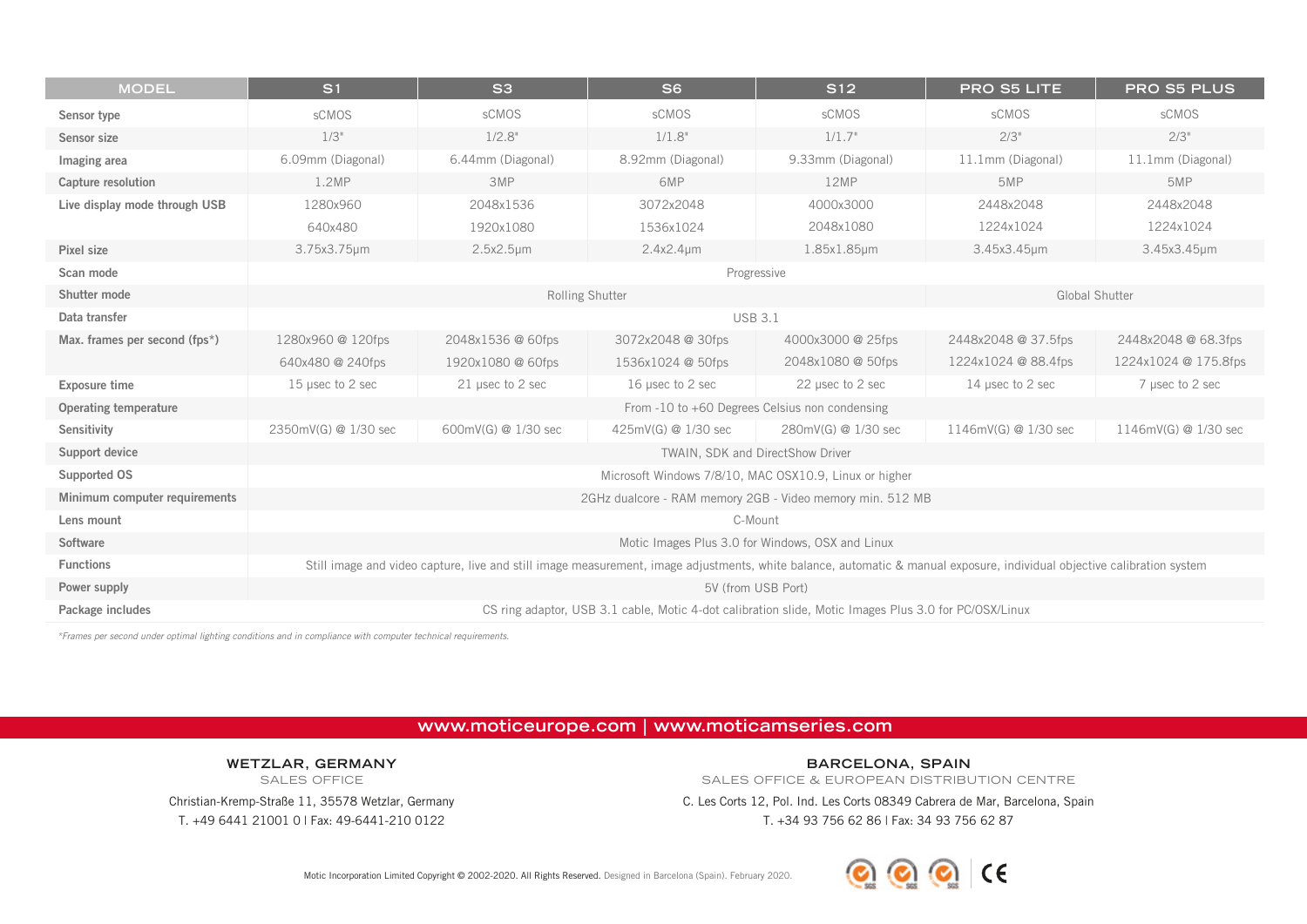| MODEL | S1 | S3 | S6 | S12 | PRO S5 LITE | PRO S5 PLUS |
|---|---|---|---|---|---|---|
| Sensor type | sCMOS | sCMOS | sCMOS | sCMOS | sCMOS | sCMOS |
| Sensor size | 1/3" | 1/2.8" | 1/1.8" | 1/1.7" | 2/3" | 2/3" |
| Imaging area | 6.09mm (Diagonal) | 6.44mm (Diagonal) | 8.92mm (Diagonal) | 9.33mm (Diagonal) | 11.1mm (Diagonal) | 11.1mm (Diagonal) |
| Capture resolution | 1.2MP | 3MP | 6MP | 12MP | 5MP | 5MP |
| Live display mode through USB | 1280x960<br>640x480 | 2048x1536<br>1920x1080 | 3072x2048<br>1536x1024 | 4000x3000<br>2048x1080 | 2448x2048<br>1224x1024 | 2448x2048<br>1224x1024 |
| Pixel size | 3.75x3.75µm | 2.5x2.5µm | 2.4x2.4µm | 1.85x1.85µm | 3.45x3.45µm | 3.45x3.45µm |
| Scan mode | Progressive | | | | | |
| Shutter mode | Rolling Shutter | | | | Global Shutter | |
| Data transfer | USB 3.1 | | | | | |
| Max. frames per second (fps*) | 1280x960 @ 120fps<br>640x480 @ 240fps | 2048x1536 @ 60fps<br>1920x1080 @ 60fps | 3072x2048 @ 30fps<br>1536x1024 @ 50fps | 4000x3000 @ 25fps<br>2048x1080 @ 50fps | 2448x2048 @ 37.5fps<br>1224x1024 @ 88.4fps | 2448x2048 @ 68.3fps<br>1224x1024 @ 175.8fps |
| Exposure time | 15 µsec to 2 sec | 21 µsec to 2 sec | 16 µsec to 2 sec | 22 µsec to 2 sec | 14 µsec to 2 sec | 7 µsec to 2 sec |
| Operating temperature | From -10 to +60 Degrees Celsius non condensing | | | | | |
| Sensitivity | 2350mV(G) @ 1/30 sec | 600mV(G) @ 1/30 sec | 425mV(G) @ 1/30 sec | 280mV(G) @ 1/30 sec | 1146mV(G) @ 1/30 sec | 1146mV(G) @ 1/30 sec |
| Support device | TWAIN, SDK and DirectShow Driver | | | | | |
| Supported OS | Microsoft Windows 7/8/10, MAC OSX10.9, Linux or higher | | | | | |
| Minimum computer requirements | 2GHz dualcore - RAM memory 2GB - Video memory min. 512 MB | | | | | |
| Lens mount | C-Mount | | | | | |
| Software | Motic Images Plus 3.0 for Windows, OSX and Linux | | | | | |
| Functions | Still image and video capture, live and still image measurement, image adjustments, white balance, automatic & manual exposure, individual objective calibration system | | | | | |
| Power supply | 5V (from USB Port) | | | | | |
| Package includes | CS ring adaptor, USB 3.1 cable, Motic 4-dot calibration slide, Motic Images Plus 3.0 for PC/OSX/Linux | | | | | |

*Frames per second under optimal lighting conditions and in compliance with computer technical requirements.*

www.moticeurope.com | www.moticamseries.com

**WETZLAR, GERMANY**
SALES OFFICE
Christian-Kremp-Straße 11, 35578 Wetzlar, Germany
T. +49 6441 21001 0 | Fax: 49-6441-210 0122

**BARCELONA, SPAIN**
SALES OFFICE & EUROPEAN DISTRIBUTION CENTRE
C. Les Corts 12, Pol. Ind. Les Corts 08349 Cabrera de Mar, Barcelona, Spain
T. +34 93 756 62 86 | Fax: 34 93 756 62 87

Motic Incorporation Limited Copyright © 2002-2020. All Rights Reserved. Designed in Barcelona (Spain). February 2020.